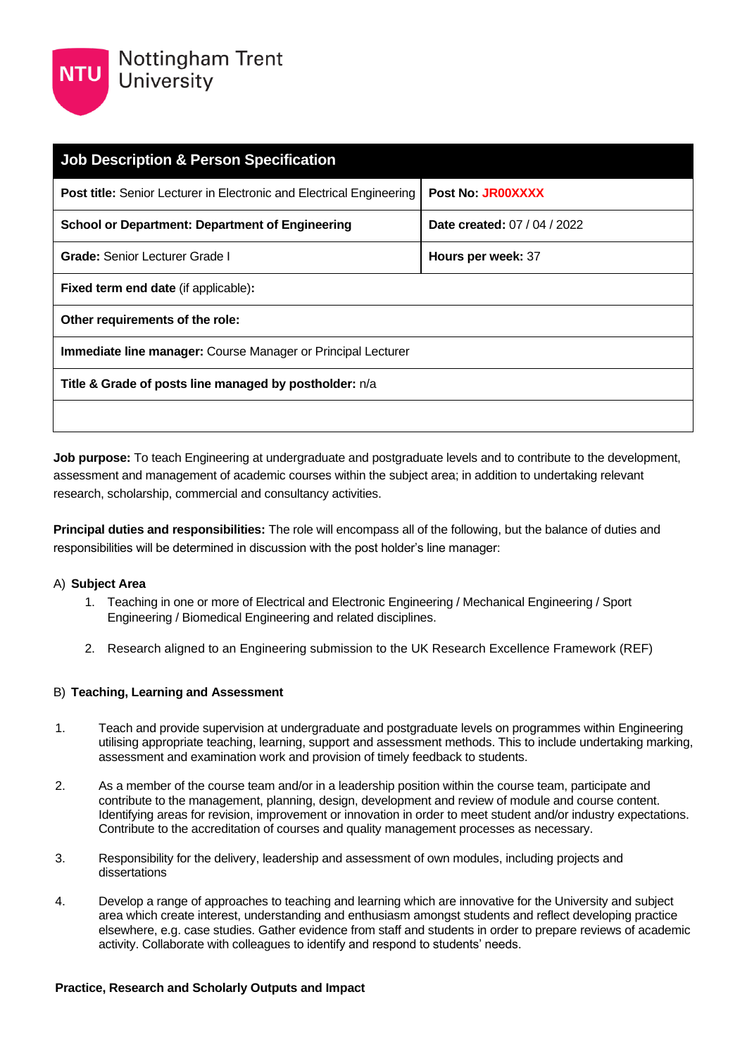Nottingham Trent University

| Job Description & Person Specification | |
|---|---|
| **Post title:** Senior Lecturer in Electronic and Electrical Engineering | **Post No: JR00XXXX** |
| **School or Department: Department of Engineering** | **Date created:** 07 / 04 / 2022 |
| **Grade:** Senior Lecturer Grade I | **Hours per week:** 37 |
| **Fixed term end date** (if applicable)**:** | |
| **Other requirements of the role:** | |
| **Immediate line manager:** Course Manager or Principal Lecturer | |
| **Title & Grade of posts line managed by postholder:** n/a | |
| | |

**Job purpose:** To teach Engineering at undergraduate and postgraduate levels and to contribute to the development, assessment and management of academic courses within the subject area; in addition to undertaking relevant research, scholarship, commercial and consultancy activities.

**Principal duties and responsibilities:** The role will encompass all of the following, but the balance of duties and responsibilities will be determined in discussion with the post holder's line manager:

A) **Subject Area**

1. Teaching in one or more of Electrical and Electronic Engineering / Mechanical Engineering / Sport Engineering / Biomedical Engineering and related disciplines.
2. Research aligned to an Engineering submission to the UK Research Excellence Framework (REF)

B) **Teaching, Learning and Assessment**

1. Teach and provide supervision at undergraduate and postgraduate levels on programmes within Engineering utilising appropriate teaching, learning, support and assessment methods. This to include undertaking marking, assessment and examination work and provision of timely feedback to students.
2. As a member of the course team and/or in a leadership position within the course team, participate and contribute to the management, planning, design, development and review of module and course content. Identifying areas for revision, improvement or innovation in order to meet student and/or industry expectations. Contribute to the accreditation of courses and quality management processes as necessary.
3. Responsibility for the delivery, leadership and assessment of own modules, including projects and dissertations
4. Develop a range of approaches to teaching and learning which are innovative for the University and subject area which create interest, understanding and enthusiasm amongst students and reflect developing practice elsewhere, e.g. case studies. Gather evidence from staff and students in order to prepare reviews of academic activity. Collaborate with colleagues to identify and respond to students' needs.

**Practice, Research and Scholarly Outputs and Impact**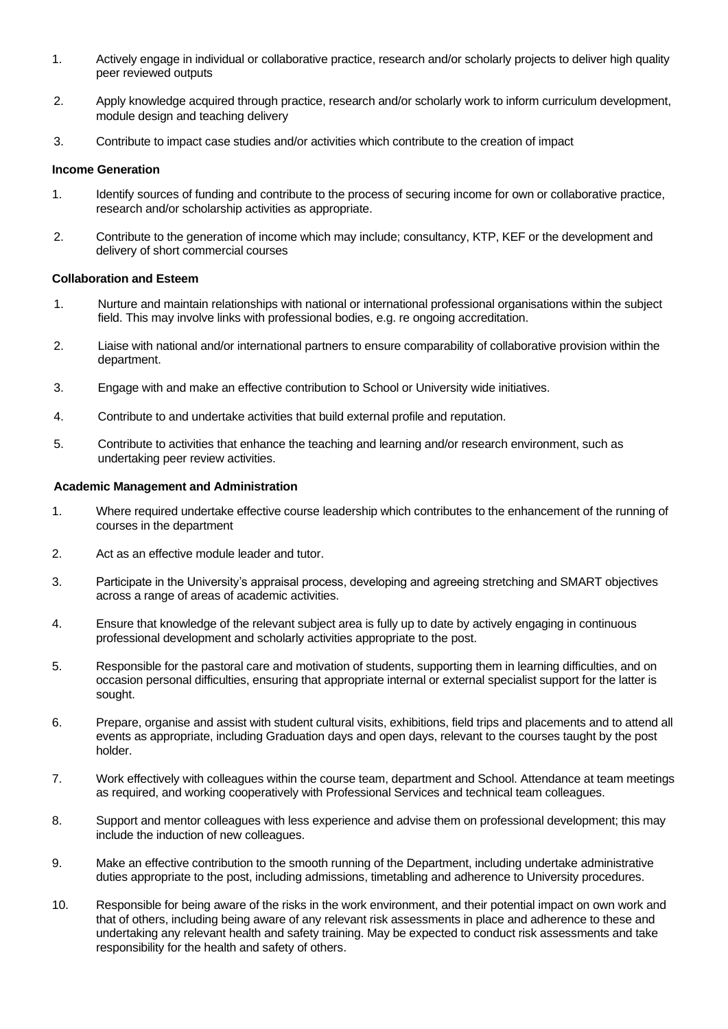1. Actively engage in individual or collaborative practice, research and/or scholarly projects to deliver high quality peer reviewed outputs
2. Apply knowledge acquired through practice, research and/or scholarly work to inform curriculum development, module design and teaching delivery
3. Contribute to impact case studies and/or activities which contribute to the creation of impact

**Income Generation**

1. Identify sources of funding and contribute to the process of securing income for own or collaborative practice, research and/or scholarship activities as appropriate.
2. Contribute to the generation of income which may include; consultancy, KTP, KEF or the development and delivery of short commercial courses

**Collaboration and Esteem**

1. Nurture and maintain relationships with national or international professional organisations within the subject field. This may involve links with professional bodies, e.g. re ongoing accreditation.
2. Liaise with national and/or international partners to ensure comparability of collaborative provision within the department.
3. Engage with and make an effective contribution to School or University wide initiatives.
4. Contribute to and undertake activities that build external profile and reputation.
5. Contribute to activities that enhance the teaching and learning and/or research environment, such as undertaking peer review activities.

**Academic Management and Administration**

1. Where required undertake effective course leadership which contributes to the enhancement of the running of courses in the department
2. Act as an effective module leader and tutor.
3. Participate in the University's appraisal process, developing and agreeing stretching and SMART objectives across a range of areas of academic activities.
4. Ensure that knowledge of the relevant subject area is fully up to date by actively engaging in continuous professional development and scholarly activities appropriate to the post.
5. Responsible for the pastoral care and motivation of students, supporting them in learning difficulties, and on occasion personal difficulties, ensuring that appropriate internal or external specialist support for the latter is sought.
6. Prepare, organise and assist with student cultural visits, exhibitions, field trips and placements and to attend all events as appropriate, including Graduation days and open days, relevant to the courses taught by the post holder.
7. Work effectively with colleagues within the course team, department and School. Attendance at team meetings as required, and working cooperatively with Professional Services and technical team colleagues.
8. Support and mentor colleagues with less experience and advise them on professional development; this may include the induction of new colleagues.
9. Make an effective contribution to the smooth running of the Department, including undertake administrative duties appropriate to the post, including admissions, timetabling and adherence to University procedures.
10. Responsible for being aware of the risks in the work environment, and their potential impact on own work and that of others, including being aware of any relevant risk assessments in place and adherence to these and undertaking any relevant health and safety training. May be expected to conduct risk assessments and take responsibility for the health and safety of others.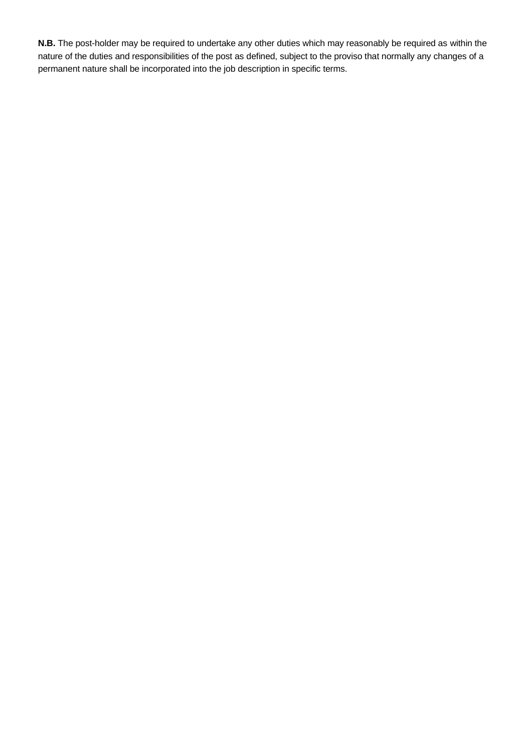**N.B.** The post-holder may be required to undertake any other duties which may reasonably be required as within the nature of the duties and responsibilities of the post as defined, subject to the proviso that normally any changes of a permanent nature shall be incorporated into the job description in specific terms.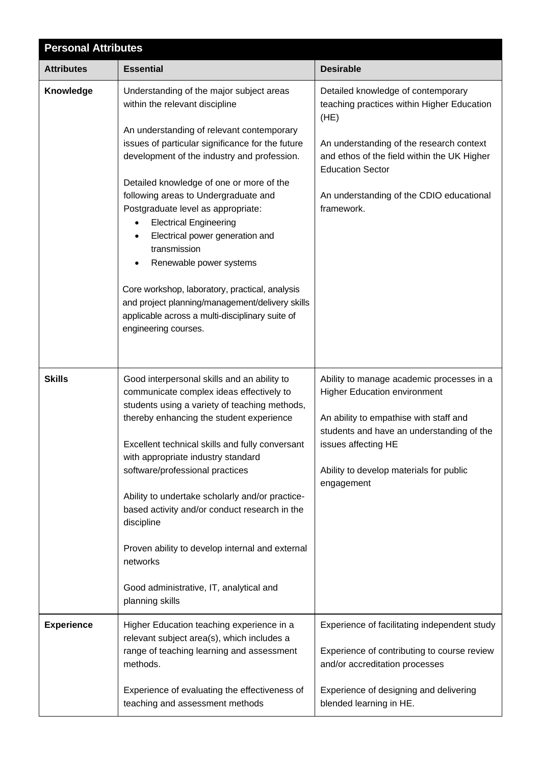## Personal Attributes

| Attributes | Essential | Desirable |
|---|---|---|
| **Knowledge** | Understanding of the major subject areas within the relevant discipline<br><br>An understanding of relevant contemporary issues of particular significance for the future development of the industry and profession.<br><br>Detailed knowledge of one or more of the following areas to Undergraduate and Postgraduate level as appropriate:<br>• Electrical Engineering<br>• Electrical power generation and transmission<br>• Renewable power systems<br><br>Core workshop, laboratory, practical, analysis and project planning/management/delivery skills applicable across a multi-disciplinary suite of engineering courses. | Detailed knowledge of contemporary teaching practices within Higher Education (HE)<br><br>An understanding of the research context and ethos of the field within the UK Higher Education Sector<br><br>An understanding of the CDIO educational framework. |
| **Skills** | Good interpersonal skills and an ability to communicate complex ideas effectively to students using a variety of teaching methods, thereby enhancing the student experience<br><br>Excellent technical skills and fully conversant with appropriate industry standard software/professional practices<br><br>Ability to undertake scholarly and/or practice-based activity and/or conduct research in the discipline<br><br>Proven ability to develop internal and external networks<br><br>Good administrative, IT, analytical and planning skills | Ability to manage academic processes in a Higher Education environment<br><br>An ability to empathise with staff and students and have an understanding of the issues affecting HE<br><br>Ability to develop materials for public engagement |
| **Experience** | Higher Education teaching experience in a relevant subject area(s), which includes a range of teaching learning and assessment methods.<br><br>Experience of evaluating the effectiveness of teaching and assessment methods | Experience of facilitating independent study<br><br>Experience of contributing to course review and/or accreditation processes<br><br>Experience of designing and delivering blended learning in HE. |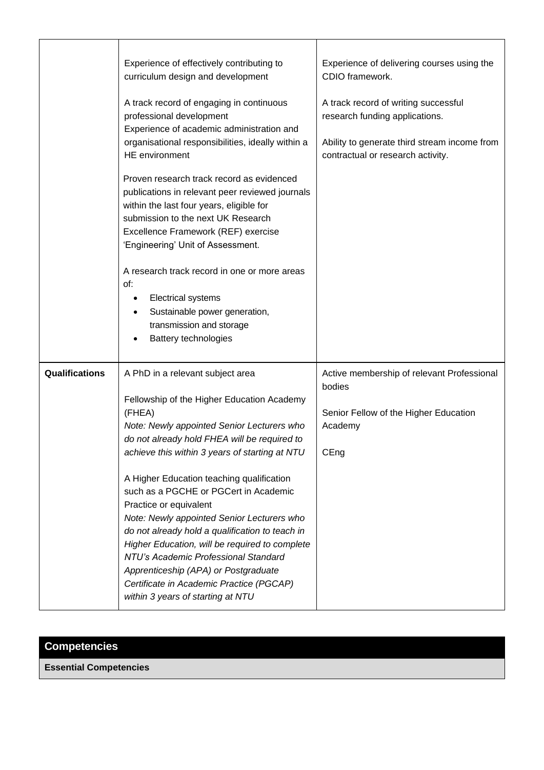| | | |
|---|---|---|
| | Experience of effectively contributing to curriculum design and development<br><br>A track record of engaging in continuous professional development<br>Experience of academic administration and organisational responsibilities, ideally within a HE environment<br><br>Proven research track record as evidenced publications in relevant peer reviewed journals within the last four years, eligible for submission to the next UK Research Excellence Framework (REF) exercise 'Engineering' Unit of Assessment.<br><br>A research track record in one or more areas of:<br>• Electrical systems<br>• Sustainable power generation, transmission and storage<br>• Battery technologies | Experience of delivering courses using the CDIO framework.<br><br>A track record of writing successful research funding applications.<br><br>Ability to generate third stream income from contractual or research activity. |
| **Qualifications** | A PhD in a relevant subject area<br><br>Fellowship of the Higher Education Academy (FHEA)<br>*Note: Newly appointed Senior Lecturers who do not already hold FHEA will be required to achieve this within 3 years of starting at NTU*<br><br>A Higher Education teaching qualification such as a PGCHE or PGCert in Academic Practice or equivalent<br>*Note: Newly appointed Senior Lecturers who do not already hold a qualification to teach in Higher Education, will be required to complete NTU's Academic Professional Standard Apprenticeship (APA) or Postgraduate Certificate in Academic Practice (PGCAP) within 3 years of starting at NTU* | Active membership of relevant Professional bodies<br><br>Senior Fellow of the Higher Education Academy<br><br>CEng |

## Competencies

**Essential Competencies**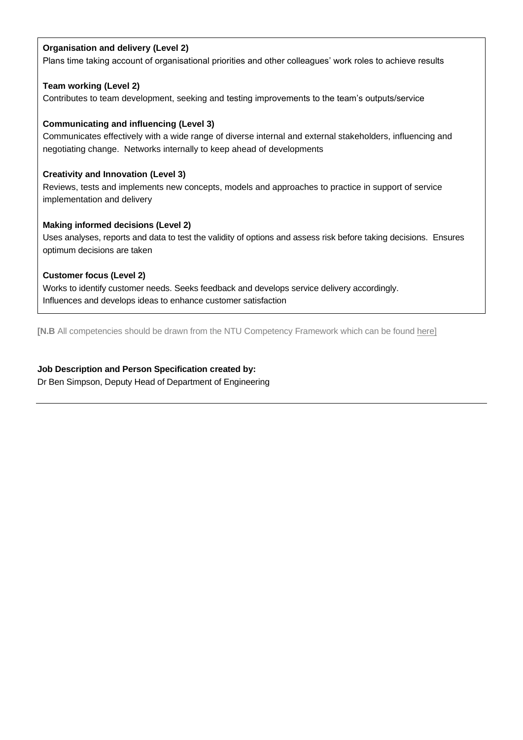**Organisation and delivery (Level 2)**
Plans time taking account of organisational priorities and other colleagues' work roles to achieve results

**Team working (Level 2)**
Contributes to team development, seeking and testing improvements to the team's outputs/service

**Communicating and influencing (Level 3)**
Communicates effectively with a wide range of diverse internal and external stakeholders, influencing and negotiating change. Networks internally to keep ahead of developments

**Creativity and Innovation (Level 3)**
Reviews, tests and implements new concepts, models and approaches to practice in support of service implementation and delivery

**Making informed decisions (Level 2)**
Uses analyses, reports and data to test the validity of options and assess risk before taking decisions. Ensures optimum decisions are taken

**Customer focus (Level 2)**
Works to identify customer needs. Seeks feedback and develops service delivery accordingly.
Influences and develops ideas to enhance customer satisfaction

**[N.B** All competencies should be drawn from the NTU Competency Framework which can be found here]

**Job Description and Person Specification created by:**
Dr Ben Simpson, Deputy Head of Department of Engineering